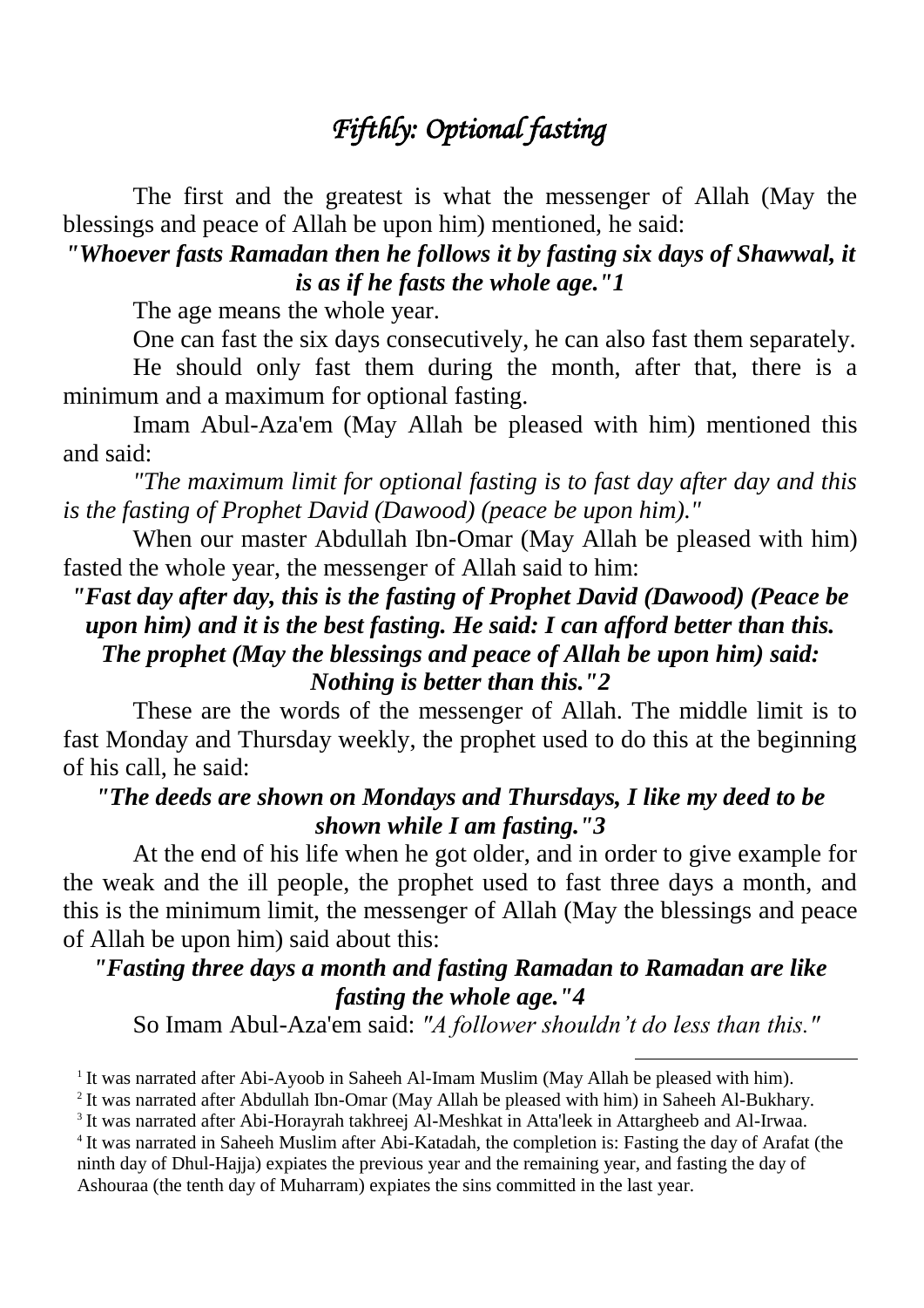# *Fifthly: Optional fasting*

The first and the greatest is what the messenger of Allah (May the blessings and peace of Allah be upon him) mentioned, he said:

***"Whoever fasts Ramadan then he follows it by fasting six days of Shawwal, it is as if he fasts the whole age."*** [1]

The age means the whole year.

One can fast the six days consecutively, he can also fast them separately.

He should only fast them during the month, after that, there is a minimum and a maximum for optional fasting.

Imam Abul-Aza'em (May Allah be pleased with him) mentioned this and said:

*"The maximum limit for optional fasting is to fast day after day and this is the fasting of Prophet David (Dawood) (peace be upon him)."*

When our master Abdullah Ibn-Omar (May Allah be pleased with him) fasted the whole year, the messenger of Allah said to him:

***"Fast day after day, this is the fasting of Prophet David (Dawood) (Peace be upon him) and it is the best fasting. He said: I can afford better than this. The prophet (May the blessings and peace of Allah be upon him) said: Nothing is better than this."*** [2]

These are the words of the messenger of Allah. The middle limit is to fast Monday and Thursday weekly, the prophet used to do this at the beginning of his call, he said:

***"The deeds are shown on Mondays and Thursdays, I like my deed to be shown while I am fasting."*** [3]

At the end of his life when he got older, and in order to give example for the weak and the ill people, the prophet used to fast three days a month, and this is the minimum limit, the messenger of Allah (May the blessings and peace of Allah be upon him) said about this:

***"Fasting three days a month and fasting Ramadan to Ramadan are like fasting the whole age."*** [4]

So Imam Abul-Aza'em said: *"A follower shouldn't do less than this."*

---

[1] It was narrated after Abi-Ayoob in Saheeh Al-Imam Muslim (May Allah be pleased with him).

[2] It was narrated after Abdullah Ibn-Omar (May Allah be pleased with him) in Saheeh Al-Bukhary.

[3] It was narrated after Abi-Horayrah takhreej Al-Meshkat in Atta'leek in Attargheeb and Al-Irwaa.

[4] It was narrated in Saheeh Muslim after Abi-Katadah, the completion is: Fasting the day of Arafat (the ninth day of Dhul-Hajja) expiates the previous year and the remaining year, and fasting the day of Ashouraa (the tenth day of Muharram) expiates the sins committed in the last year.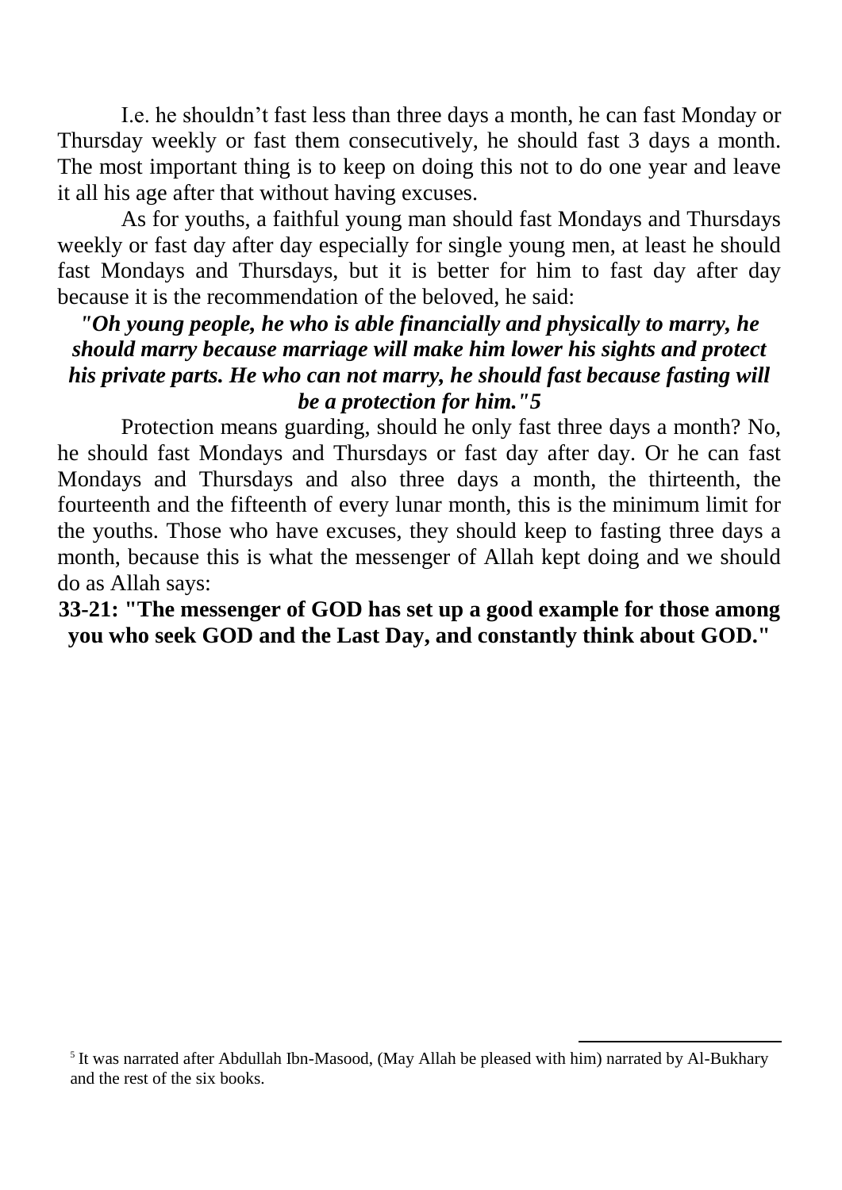I.e. he shouldn't fast less than three days a month, he can fast Monday or Thursday weekly or fast them consecutively, he should fast 3 days a month. The most important thing is to keep on doing this not to do one year and leave it all his age after that without having excuses.

As for youths, a faithful young man should fast Mondays and Thursdays weekly or fast day after day especially for single young men, at least he should fast Mondays and Thursdays, but it is better for him to fast day after day because it is the recommendation of the beloved, he said:

***"Oh young people, he who is able financially and physically to marry, he should marry because marriage will make him lower his sights and protect his private parts. He who can not marry, he should fast because fasting will be a protection for him."[5]***

Protection means guarding, should he only fast three days a month? No, he should fast Mondays and Thursdays or fast day after day. Or he can fast Mondays and Thursdays and also three days a month, the thirteenth, the fourteenth and the fifteenth of every lunar month, this is the minimum limit for the youths. Those who have excuses, they should keep to fasting three days a month, because this is what the messenger of Allah kept doing and we should do as Allah says:

**33-21: "The messenger of GOD has set up a good example for those among you who seek GOD and the Last Day, and constantly think about GOD."**

---

[5] It was narrated after Abdullah Ibn-Masood, (May Allah be pleased with him) narrated by Al-Bukhary and the rest of the six books.